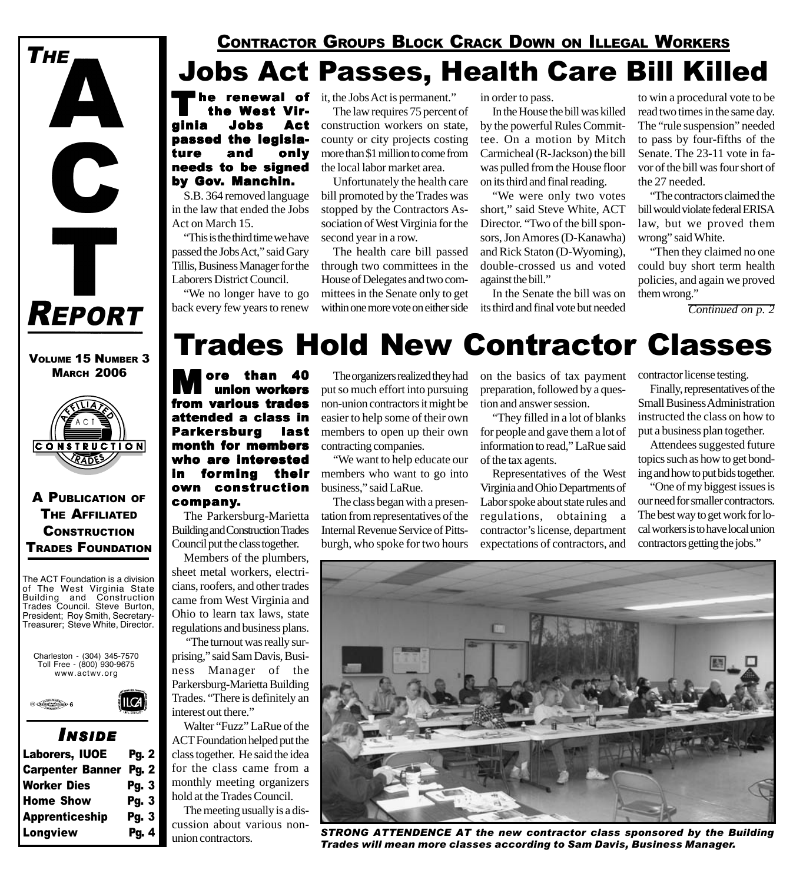# THE ACT REPORT

**VOLUME 15 NUMBER 3**
**MARCH 2006**

**A PUBLICATION OF THE AFFILIATED CONSTRUCTION TRADES FOUNDATION**

The ACT Foundation is a division of The West Virginia State Building and Construction Trades Council. Steve Burton, President; Roy Smith, Secretary-Treasurer; Steve White, Director.

Charleston - (304) 345-7570
Toll Free - (800) 930-9675
www.actwv.org

### INSIDE

| | |
|---|---|
| Laborers, IUOE | Pg. 2 |
| Carpenter Banner | Pg. 2 |
| Worker Dies | Pg. 3 |
| Home Show | Pg. 3 |
| Apprenticeship | Pg. 3 |
| Longview | Pg. 4 |

## CONTRACTOR GROUPS BLOCK CRACK DOWN ON ILLEGAL WORKERS

# Jobs Act Passes, Health Care Bill Killed

**The renewal of the West Virginia Jobs Act passed the legislature and only needs to be signed by Gov. Manchin.**

S.B. 364 removed language in the law that ended the Jobs Act on March 15.

"This is the third time we have passed the Jobs Act," said Gary Tillis, Business Manager for the Laborers District Council.

"We no longer have to go back every few years to renew it, the Jobs Act is permanent."

The law requires 75 percent of construction workers on state, county or city projects costing more than $1 million to come from the local labor market area.

Unfortunately the health care bill promoted by the Trades was stopped by the Contractors Association of West Virginia for the second year in a row.

The health care bill passed through two committees in the House of Delegates and two committees in the Senate only to get within one more vote on either side in order to pass.

In the House the bill was killed by the powerful Rules Committee. On a motion by Mitch Carmicheal (R-Jackson) the bill was pulled from the House floor on its third and final reading.

"We were only two votes short," said Steve White, ACT Director. "Two of the bill sponsors, Jon Amores (D-Kanawha) and Rick Staton (D-Wyoming), double-crossed us and voted against the bill."

In the Senate the bill was on its third and final vote but needed to win a procedural vote to be read two times in the same day. The "rule suspension" needed to pass by four-fifths of the Senate. The 23-11 vote in favor of the bill was four short of the 27 needed.

"The contractors claimed the bill would violate federal ERISA law, but we proved them wrong" said White.

"Then they claimed no one could buy short term health policies, and again we proved them wrong."

*Continued on p. 2*

# Trades Hold New Contractor Classes

**More than 40 union workers from various trades attended a class in Parkersburg last month for members who are interested in forming their own construction company.**

The Parkersburg-Marietta Building and Construction Trades Council put the class together.

Members of the plumbers, sheet metal workers, electricians, roofers, and other trades came from West Virginia and Ohio to learn tax laws, state regulations and business plans.

"The turnout was really surprising," said Sam Davis, Business Manager of the Parkersburg-Marietta Building Trades. "There is definitely an interest out there."

Walter "Fuzz" LaRue of the ACT Foundation helped put the class together. He said the idea for the class came from a monthly meeting organizers hold at the Trades Council.

The meeting usually is a discussion about various non-union contractors.

The organizers realized they had put so much effort into pursuing non-union contractors it might be easier to help some of their own members to open up their own contracting companies.

"We want to help educate our members who want to go into business," said LaRue.

The class began with a presentation from representatives of the Internal Revenue Service of Pittsburgh, who spoke for two hours on the basics of tax payment preparation, followed by a question and answer session.

"They filled in a lot of blanks for people and gave them a lot of information to read," LaRue said of the tax agents.

Representatives of the West Virginia and Ohio Departments of Labor spoke about state rules and regulations, obtaining a contractor's license, department expectations of contractors, and contractor license testing.

Finally, representatives of the Small Business Administration instructed the class on how to put a business plan together.

Attendees suggested future topics such as how to get bonding and how to put bids together.

"One of my biggest issues is our need for smaller contractors. The best way to get work for local workers is to have local union contractors getting the jobs."

*STRONG ATTENDENCE AT the new contractor class sponsored by the Building Trades will mean more classes according to Sam Davis, Business Manager.*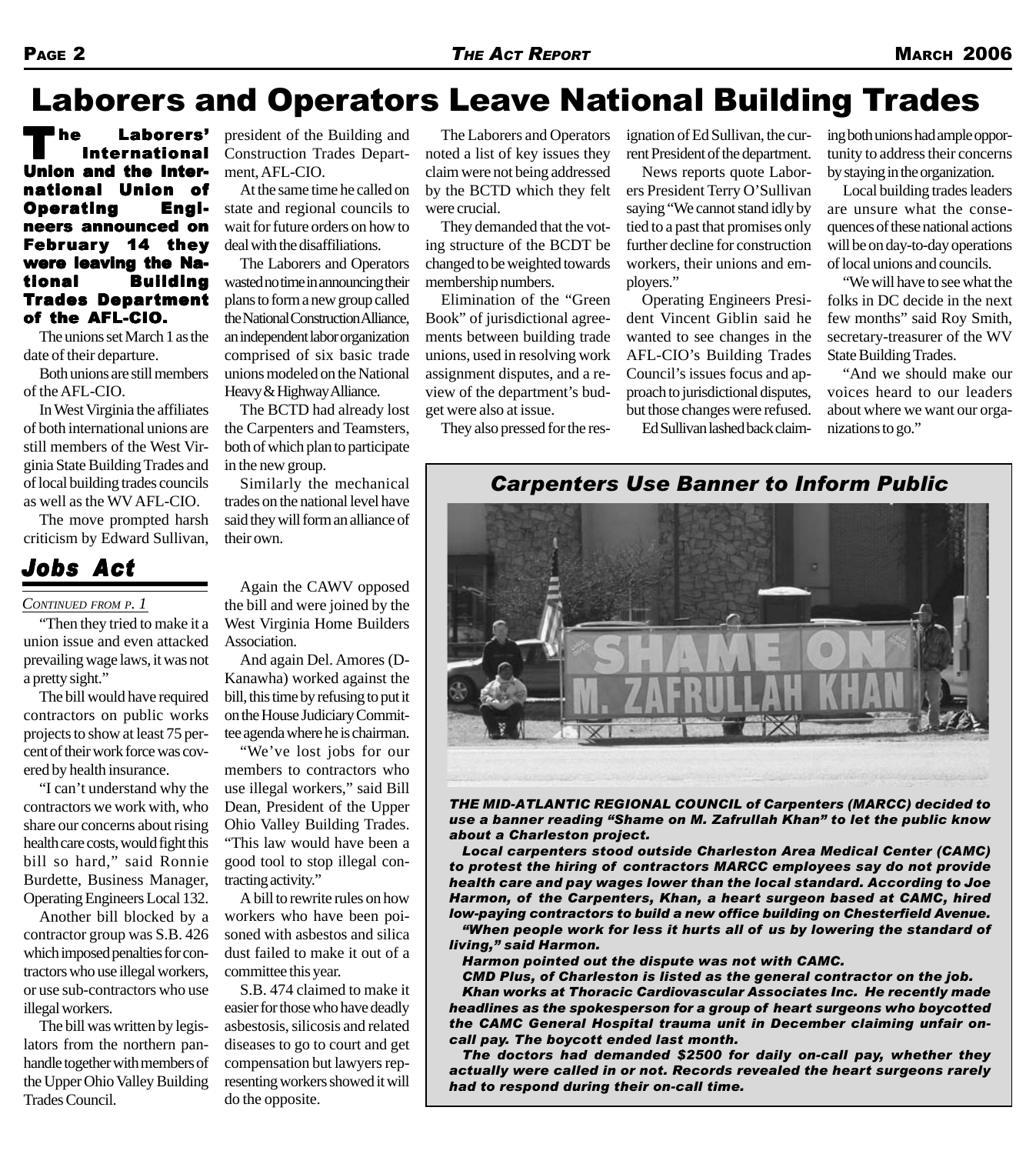# Laborers and Operators Leave National Building Trades

**The Laborers' International Union and the International Union of Operating Engineers announced on February 14 they were leaving the National Building Trades Department of the AFL-CIO.**

The unions set March 1 as the date of their departure.

Both unions are still members of the AFL-CIO.

In West Virginia the affiliates of both international unions are still members of the West Virginia State Building Trades and of local building trades councils as well as the WV AFL-CIO.

The move prompted harsh criticism by Edward Sullivan, president of the Building and Construction Trades Department, AFL-CIO.

At the same time he called on state and regional councils to wait for future orders on how to deal with the disaffiliations.

The Laborers and Operators wasted no time in announcing their plans to form a new group called the National Construction Alliance, an independent labor organization comprised of six basic trade unions modeled on the National Heavy & Highway Alliance.

The BCTD had already lost the Carpenters and Teamsters, both of which plan to participate in the new group.

Similarly the mechanical trades on the national level have said they will form an alliance of their own.

The Laborers and Operators noted a list of key issues they claim were not being addressed by the BCTD which they felt were crucial.

They demanded that the voting structure of the BCDT be changed to be weighted towards membership numbers.

Elimination of the "Green Book" of jurisdictional agreements between building trade unions, used in resolving work assignment disputes, and a review of the department's budget were also at issue.

They also pressed for the resignation of Ed Sullivan, the current President of the department.

News reports quote Laborers President Terry O'Sullivan saying "We cannot stand idly by tied to a past that promises only further decline for construction workers, their unions and employers."

Operating Engineers President Vincent Giblin said he wanted to see changes in the AFL-CIO's Building Trades Council's issues focus and approach to jurisdictional disputes, but those changes were refused.

Ed Sullivan lashed back claiming both unions had ample opportunity to address their concerns by staying in the organization.

Local building trades leaders are unsure what the consequences of these national actions will be on day-to-day operations of local unions and councils.

"We will have to see what the folks in DC decide in the next few months" said Roy Smith, secretary-treasurer of the WV State Building Trades.

"And we should make our voices heard to our leaders about where we want our organizations to go."

## Jobs Act

*Continued from p. 1*

"Then they tried to make it a union issue and even attacked prevailing wage laws, it was not a pretty sight."

The bill would have required contractors on public works projects to show at least 75 percent of their work force was covered by health insurance.

"I can't understand why the contractors we work with, who share our concerns about rising health care costs, would fight this bill so hard," said Ronnie Burdette, Business Manager, Operating Engineers Local 132.

Another bill blocked by a contractor group was S.B. 426 which imposed penalties for contractors who use illegal workers, or use sub-contractors who use illegal workers.

The bill was written by legislators from the northern panhandle together with members of the Upper Ohio Valley Building Trades Council.

Again the CAWV opposed the bill and were joined by the West Virginia Home Builders Association.

And again Del. Amores (D-Kanawha) worked against the bill, this time by refusing to put it on the House Judiciary Committee agenda where he is chairman.

"We've lost jobs for our members to contractors who use illegal workers," said Bill Dean, President of the Upper Ohio Valley Building Trades. "This law would have been a good tool to stop illegal contracting activity."

A bill to rewrite rules on how workers who have been poisoned with asbestos and silica dust failed to make it out of a committee this year.

S.B. 474 claimed to make it easier for those who have deadly asbestosis, silicosis and related diseases to go to court and get compensation but lawyers representing workers showed it will do the opposite.

## Carpenters Use Banner to Inform Public

***The Mid-Atlantic Regional Council of Carpenters (MARCC) decided to use a banner reading "Shame on M. Zafrullah Khan" to let the public know about a Charleston project.***

***Local carpenters stood outside Charleston Area Medical Center (CAMC) to protest the hiring of contractors MARCC employees say do not provide health care and pay wages lower than the local standard. According to Joe Harmon, of the Carpenters, Khan, a heart surgeon based at CAMC, hired low-paying contractors to build a new office building on Chesterfield Avenue.***

***"When people work for less it hurts all of us by lowering the standard of living," said Harmon.***

***Harmon pointed out the dispute was not with CAMC.***

***CMD Plus, of Charleston is listed as the general contractor on the job.***

***Khan works at Thoracic Cardiovascular Associates Inc. He recently made headlines as the spokesperson for a group of heart surgeons who boycotted the CAMC General Hospital trauma unit in December claiming unfair on-call pay. The boycott ended last month.***

***The doctors had demanded $2500 for daily on-call pay, whether they actually were called in or not. Records revealed the heart surgeons rarely had to respond during their on-call time.***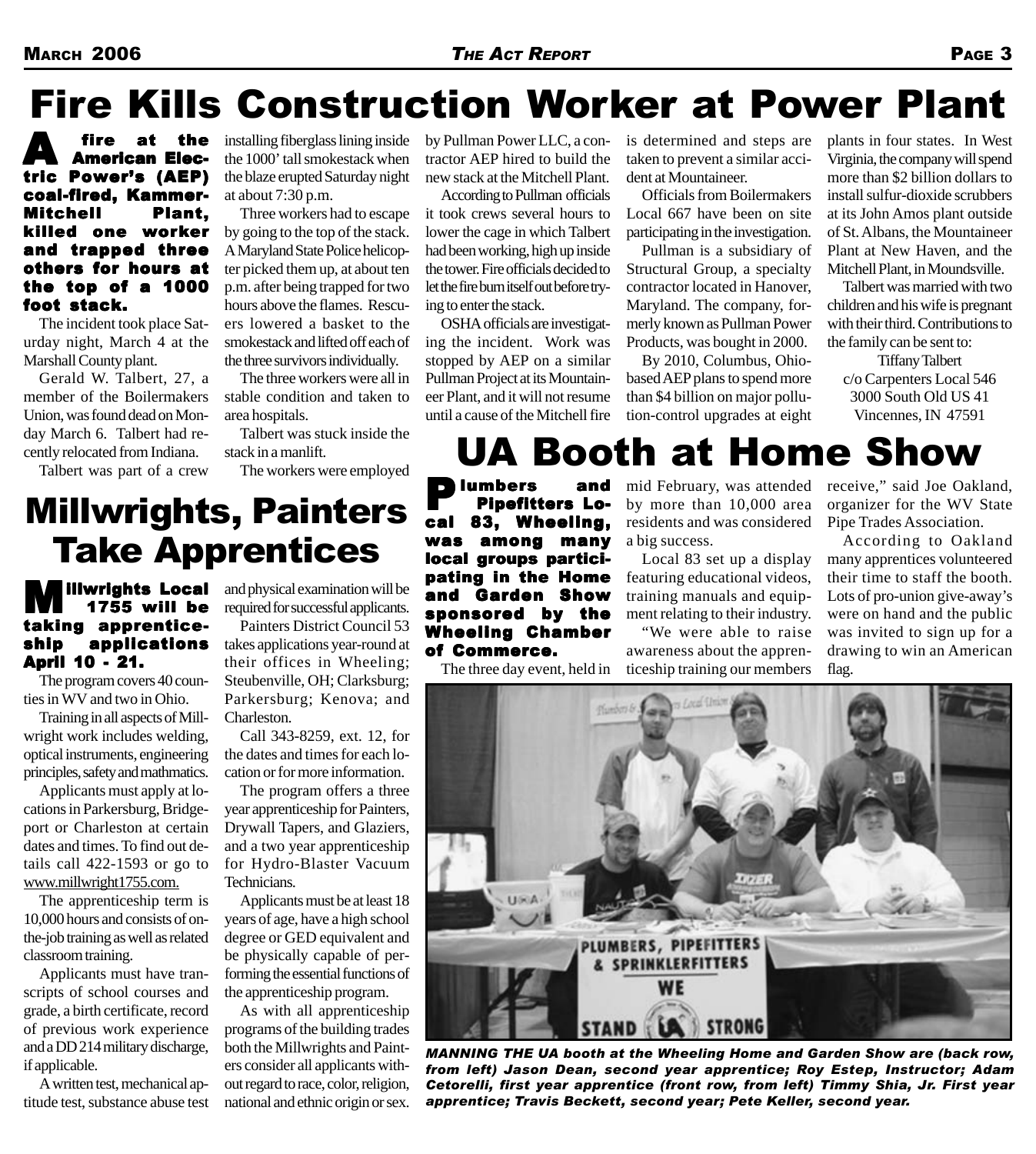# Fire Kills Construction Worker at Power Plant

**A fire at the American Electric Power's (AEP) coal-fired, Kammer-Mitchell Plant, killed one worker and trapped three others for hours at the top of a 1000 foot stack.**

The incident took place Saturday night, March 4 at the Marshall County plant.

Gerald W. Talbert, 27, a member of the Boilermakers Union, was found dead on Monday March 6. Talbert had recently relocated from Indiana.

Talbert was part of a crew installing fiberglass lining inside the 1000' tall smokestack when the blaze erupted Saturday night at about 7:30 p.m.

Three workers had to escape by going to the top of the stack. A Maryland State Police helicopter picked them up, at about ten p.m. after being trapped for two hours above the flames. Rescuers lowered a basket to the smokestack and lifted off each of the three survivors individually.

The three workers were all in stable condition and taken to area hospitals.

Talbert was stuck inside the stack in a manlift.

The workers were employed by Pullman Power LLC, a contractor AEP hired to build the new stack at the Mitchell Plant.

According to Pullman officials it took crews several hours to lower the cage in which Talbert had been working, high up inside the tower. Fire officials decided to let the fire burn itself out before trying to enter the stack.

OSHA officials are investigating the incident. Work was stopped by AEP on a similar Pullman Project at its Mountaineer Plant, and it will not resume until a cause of the Mitchell fire is determined and steps are taken to prevent a similar accident at Mountaineer.

Officials from Boilermakers Local 667 have been on site participating in the investigation.

Pullman is a subsidiary of Structural Group, a specialty contractor located in Hanover, Maryland. The company, formerly known as Pullman Power Products, was bought in 2000.

By 2010, Columbus, Ohio-based AEP plans to spend more than $4 billion on major pollution-control upgrades at eight plants in four states. In West Virginia, the company will spend more than $2 billion dollars to install sulfur-dioxide scrubbers at its John Amos plant outside of St. Albans, the Mountaineer Plant at New Haven, and the Mitchell Plant, in Moundsville.

Talbert was married with two children and his wife is pregnant with their third. Contributions to the family can be sent to:

Tiffany Talbert
c/o Carpenters Local 546
3000 South Old US 41
Vincennes, IN 47591

# Millwrights, Painters Take Apprentices

**Millwrights Local 1755 will be taking apprenticeship applications April 10 - 21.**

The program covers 40 counties in WV and two in Ohio.

Training in all aspects of Millwright work includes welding, optical instruments, engineering principles, safety and mathmatics.

Applicants must apply at locations in Parkersburg, Bridgeport or Charleston at certain dates and times. To find out details call 422-1593 or go to www.millwright1755.com.

The apprenticeship term is 10,000 hours and consists of on-the-job training as well as related classroom training.

Applicants must have transcripts of school courses and grade, a birth certificate, record of previous work experience and a DD 214 military discharge, if applicable.

A written test, mechanical aptitude test, substance abuse test and physical examination will be required for successful applicants.

Painters District Council 53 takes applications year-round at their offices in Wheeling; Steubenville, OH; Clarksburg; Parkersburg; Kenova; and Charleston.

Call 343-8259, ext. 12, for the dates and times for each location or for more information.

The program offers a three year apprenticeship for Painters, Drywall Tapers, and Glaziers, and a two year apprenticeship for Hydro-Blaster Vacuum Technicians.

Applicants must be at least 18 years of age, have a high school degree or GED equivalent and be physically capable of performing the essential functions of the apprenticeship program.

As with all apprenticeship programs of the building trades both the Millwrights and Painters consider all applicants without regard to race, color, religion, national and ethnic origin or sex.

# UA Booth at Home Show

**Plumbers and Pipefitters Local 83, Wheeling, was among many local groups participating in the Home and Garden Show sponsored by the Wheeling Chamber of Commerce.**

The three day event, held in mid February, was attended by more than 10,000 area residents and was considered a big success.

Local 83 set up a display featuring educational videos, training manuals and equipment relating to their industry.

"We were able to raise awareness about the apprenticeship training our members receive," said Joe Oakland, organizer for the WV State Pipe Trades Association.

According to Oakland many apprentices volunteered their time to staff the booth. Lots of pro-union give-away's were on hand and the public was invited to sign up for a drawing to win an American flag.

*MANNING THE UA booth at the Wheeling Home and Garden Show are (back row, from left) Jason Dean, second year apprentice; Roy Estep, Instructor; Adam Cetorelli, first year apprentice (front row, from left) Timmy Shia, Jr. First year apprentice; Travis Beckett, second year; Pete Keller, second year.*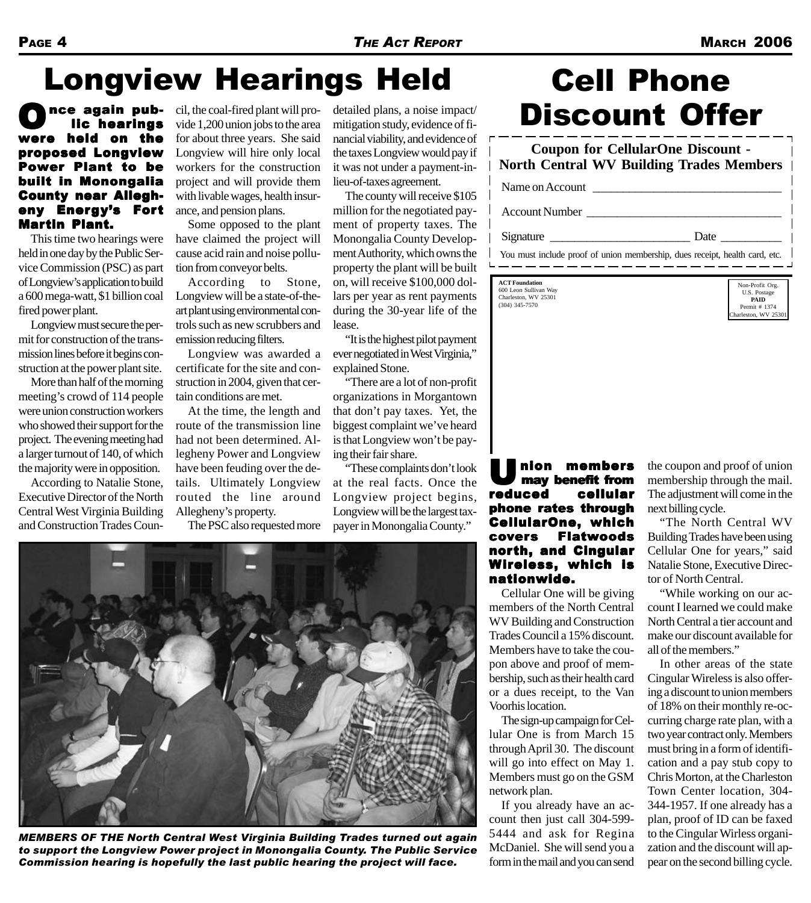# Longview Hearings Held

**Once again public hearings were held on the proposed Longview Power Plant to be built in Monongalia County near Allegheny Energy's Fort Martin Plant.**

This time two hearings were held in one day by the Public Service Commission (PSC) as part of Longview's application to build a 600 mega-watt, $1 billion coal fired power plant.

Longview must secure the permit for construction of the transmission lines before it begins construction at the power plant site.

More than half of the morning meeting's crowd of 114 people were union construction workers who showed their support for the project. The evening meeting had a larger turnout of 140, of which the majority were in opposition.

According to Natalie Stone, Executive Director of the North Central West Virginia Building and Construction Trades Council, the coal-fired plant will provide 1,200 union jobs to the area for about three years. She said Longview will hire only local workers for the construction project and will provide them with livable wages, health insurance, and pension plans.

Some opposed to the plant have claimed the project will cause acid rain and noise pollution from conveyor belts.

According to Stone, Longview will be a state-of-the-art plant using environmental controls such as new scrubbers and emission reducing filters.

Longview was awarded a certificate for the site and construction in 2004, given that certain conditions are met.

At the time, the length and route of the transmission line had not been determined. Allegheny Power and Longview have been feuding over the details. Ultimately Longview routed the line around Allegheny's property.

The PSC also requested more detailed plans, a noise impact/mitigation study, evidence of financial viability, and evidence of the taxes Longview would pay if it was not under a payment-in-lieu-of-taxes agreement.

The county will receive $105 million for the negotiated payment of property taxes. The Monongalia County Development Authority, which owns the property the plant will be built on, will receive $100,000 dollars per year as rent payments during the 30-year life of the lease.

"It is the highest pilot payment ever negotiated in West Virginia," explained Stone.

"There are a lot of non-profit organizations in Morgantown that don't pay taxes. Yet, the biggest complaint we've heard is that Longview won't be paying their fair share.

"These complaints don't look at the real facts. Once the Longview project begins, Longview will be the largest taxpayer in Monongalia County."

*MEMBERS OF THE North Central West Virginia Building Trades turned out again to support the Longview Power project in Monongalia County. The Public Service Commission hearing is hopefully the last public hearing the project will face.*

# Cell Phone Discount Offer

**Coupon for CellularOne Discount - North Central WV Building Trades Members**

Name on Account ______________________________

Account Number ______________________________

Signature ______________________ Date __________

You must include proof of union membership, dues receipt, health card, etc.

ACT Foundation
600 Leon Sullivan Way
Charleston, WV 25301
(304) 345-7570

Non-Profit Org.
U.S. Postage
**PAID**
Permit # 1374
Charleston, WV 25301

**Union members may benefit from reduced cellular phone rates through CellularOne, which covers Flatwoods north, and Cingular Wireless, which is nationwide.**

Cellular One will be giving members of the North Central WV Building and Construction Trades Council a 15% discount. Members have to take the coupon above and proof of membership, such as their health card or a dues receipt, to the Van Voorhis location.

The sign-up campaign for Cellular One is from March 15 through April 30. The discount will go into effect on May 1. Members must go on the GSM network plan.

If you already have an account then just call 304-599-5444 and ask for Regina McDaniel. She will send you a form in the mail and you can send the coupon and proof of union membership through the mail. The adjustment will come in the next billing cycle.

"The North Central WV Building Trades have been using Cellular One for years," said Natalie Stone, Executive Director of North Central.

"While working on our account I learned we could make North Central a tier account and make our discount available for all of the members."

In other areas of the state Cingular Wireless is also offering a discount to union members of 18% on their monthly re-occurring charge rate plan, with a two year contract only. Members must bring in a form of identification and a pay stub copy to Chris Morton, at the Charleston Town Center location, 304-344-1957. If one already has a plan, proof of ID can be faxed to the Cingular Wirless organization and the discount will appear on the second billing cycle.